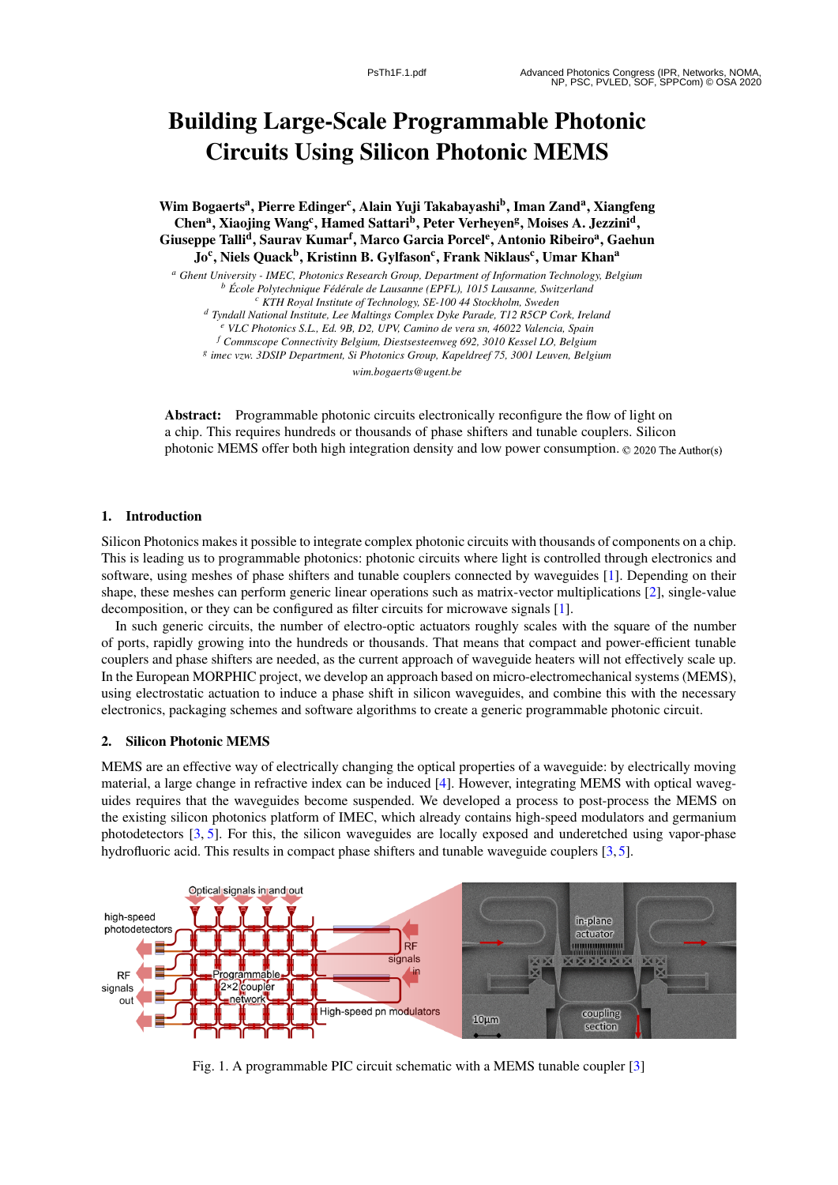# Building Large-Scale Programmable Photonic Circuits Using Silicon Photonic MEMS

**Wim Bogaerts[a], Pierre Edinger[c], Alain Yuji Takabayashi[b], Iman Zand[a], Xiangfeng Chen[a], Xiaojing Wang[c], Hamed Sattari[b], Peter Verheyen[g], Moises A. Jezzini[d], Giuseppe Talli[d], Saurav Kumar[f], Marco Garcia Porcel[e], Antonio Ribeiro[a], Gaehun Jo[c], Niels Quack[b], Kristinn B. Gylfason[c], Frank Niklaus[c], Umar Khan[a]**

[a] *Ghent University - IMEC, Photonics Research Group, Department of Information Technology, Belgium*
[b] *École Polytechnique Fédérale de Lausanne (EPFL), 1015 Lausanne, Switzerland*
[c] *KTH Royal Institute of Technology, SE-100 44 Stockholm, Sweden*
[d] *Tyndall National Institute, Lee Maltings Complex Dyke Parade, T12 R5CP Cork, Ireland*
[e] *VLC Photonics S.L., Ed. 9B, D2, UPV, Camino de vera sn, 46022 Valencia, Spain*
[f] *Commscope Connectivity Belgium, Diestsesteenweg 692, 3010 Kessel LO, Belgium*
[g] *imec vzw. 3DSIP Department, Si Photonics Group, Kapeldreef 75, 3001 Leuven, Belgium*
*wim.bogaerts@ugent.be*

**Abstract:** Programmable photonic circuits electronically reconfigure the flow of light on a chip. This requires hundreds or thousands of phase shifters and tunable couplers. Silicon photonic MEMS offer both high integration density and low power consumption. © 2020 The Author(s)

## 1. Introduction

Silicon Photonics makes it possible to integrate complex photonic circuits with thousands of components on a chip. This is leading us to programmable photonics: photonic circuits where light is controlled through electronics and software, using meshes of phase shifters and tunable couplers connected by waveguides [1]. Depending on their shape, these meshes can perform generic linear operations such as matrix-vector multiplications [2], single-value decomposition, or they can be configured as filter circuits for microwave signals [1].

In such generic circuits, the number of electro-optic actuators roughly scales with the square of the number of ports, rapidly growing into the hundreds or thousands. That means that compact and power-efficient tunable couplers and phase shifters are needed, as the current approach of waveguide heaters will not effectively scale up. In the European MORPHIC project, we develop an approach based on micro-electromechanical systems (MEMS), using electrostatic actuation to induce a phase shift in silicon waveguides, and combine this with the necessary electronics, packaging schemes and software algorithms to create a generic programmable photonic circuit.

## 2. Silicon Photonic MEMS

MEMS are an effective way of electrically changing the optical properties of a waveguide: by electrically moving material, a large change in refractive index can be induced [4]. However, integrating MEMS with optical waveguides requires that the waveguides become suspended. We developed a process to post-process the MEMS on the existing silicon photonics platform of IMEC, which already contains high-speed modulators and germanium photodetectors [3, 5]. For this, the silicon waveguides are locally exposed and underetched using vapor-phase hydrofluoric acid. This results in compact phase shifters and tunable waveguide couplers [3, 5].

Fig. 1. A programmable PIC circuit schematic with a MEMS tunable coupler [3]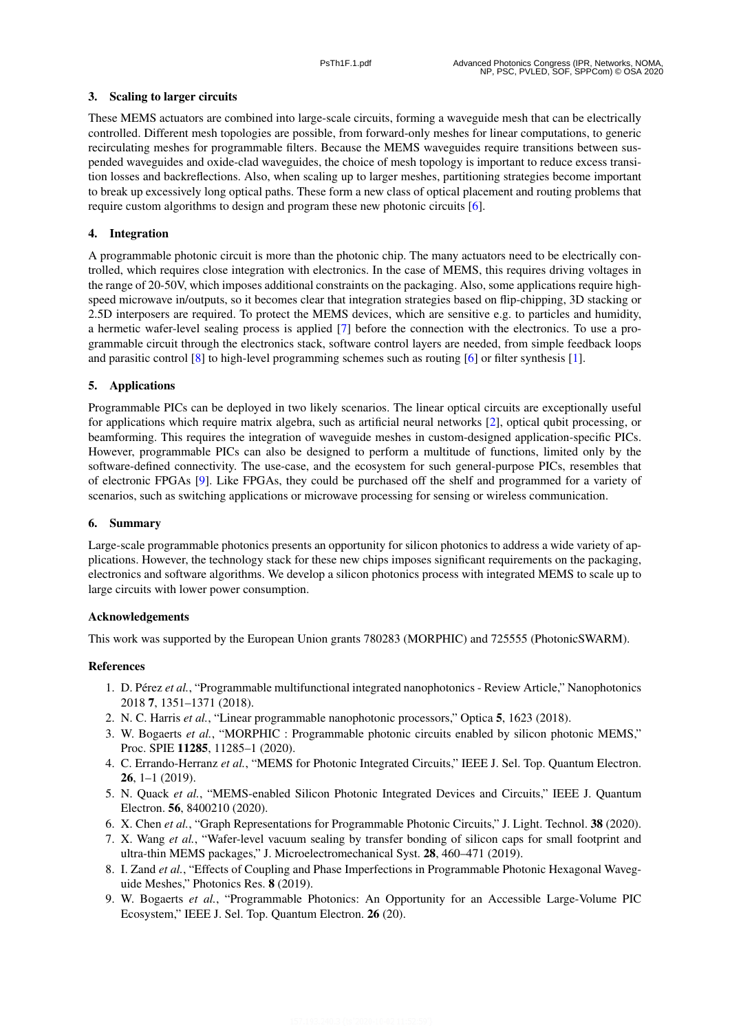## 3. Scaling to larger circuits

These MEMS actuators are combined into large-scale circuits, forming a waveguide mesh that can be electrically controlled. Different mesh topologies are possible, from forward-only meshes for linear computations, to generic recirculating meshes for programmable filters. Because the MEMS waveguides require transitions between suspended waveguides and oxide-clad waveguides, the choice of mesh topology is important to reduce excess transition losses and backreflections. Also, when scaling up to larger meshes, partitioning strategies become important to break up excessively long optical paths. These form a new class of optical placement and routing problems that require custom algorithms to design and program these new photonic circuits [6].

## 4. Integration

A programmable photonic circuit is more than the photonic chip. The many actuators need to be electrically controlled, which requires close integration with electronics. In the case of MEMS, this requires driving voltages in the range of 20-50V, which imposes additional constraints on the packaging. Also, some applications require high-speed microwave in/outputs, so it becomes clear that integration strategies based on flip-chipping, 3D stacking or 2.5D interposers are required. To protect the MEMS devices, which are sensitive e.g. to particles and humidity, a hermetic wafer-level sealing process is applied [7] before the connection with the electronics. To use a programmable circuit through the electronics stack, software control layers are needed, from simple feedback loops and parasitic control [8] to high-level programming schemes such as routing [6] or filter synthesis [1].

## 5. Applications

Programmable PICs can be deployed in two likely scenarios. The linear optical circuits are exceptionally useful for applications which require matrix algebra, such as artificial neural networks [2], optical qubit processing, or beamforming. This requires the integration of waveguide meshes in custom-designed application-specific PICs. However, programmable PICs can also be designed to perform a multitude of functions, limited only by the software-defined connectivity. The use-case, and the ecosystem for such general-purpose PICs, resembles that of electronic FPGAs [9]. Like FPGAs, they could be purchased off the shelf and programmed for a variety of scenarios, such as switching applications or microwave processing for sensing or wireless communication.

## 6. Summary

Large-scale programmable photonics presents an opportunity for silicon photonics to address a wide variety of applications. However, the technology stack for these new chips imposes significant requirements on the packaging, electronics and software algorithms. We develop a silicon photonics process with integrated MEMS to scale up to large circuits with lower power consumption.

## Acknowledgements

This work was supported by the European Union grants 780283 (MORPHIC) and 725555 (PhotonicSWARM).

## References

1. D. Pérez *et al.*, "Programmable multifunctional integrated nanophotonics - Review Article," Nanophotonics 2018 **7**, 1351–1371 (2018).
2. N. C. Harris *et al.*, "Linear programmable nanophotonic processors," Optica **5**, 1623 (2018).
3. W. Bogaerts *et al.*, "MORPHIC : Programmable photonic circuits enabled by silicon photonic MEMS," Proc. SPIE **11285**, 11285–1 (2020).
4. C. Errando-Herranz *et al.*, "MEMS for Photonic Integrated Circuits," IEEE J. Sel. Top. Quantum Electron. **26**, 1–1 (2019).
5. N. Quack *et al.*, "MEMS-enabled Silicon Photonic Integrated Devices and Circuits," IEEE J. Quantum Electron. **56**, 8400210 (2020).
6. X. Chen *et al.*, "Graph Representations for Programmable Photonic Circuits," J. Light. Technol. **38** (2020).
7. X. Wang *et al.*, "Wafer-level vacuum sealing by transfer bonding of silicon caps for small footprint and ultra-thin MEMS packages," J. Microelectromechanical Syst. **28**, 460–471 (2019).
8. I. Zand *et al.*, "Effects of Coupling and Phase Imperfections in Programmable Photonic Hexagonal Waveguide Meshes," Photonics Res. **8** (2019).
9. W. Bogaerts *et al.*, "Programmable Photonics: An Opportunity for an Accessible Large-Volume PIC Ecosystem," IEEE J. Sel. Top. Quantum Electron. **26** (20).